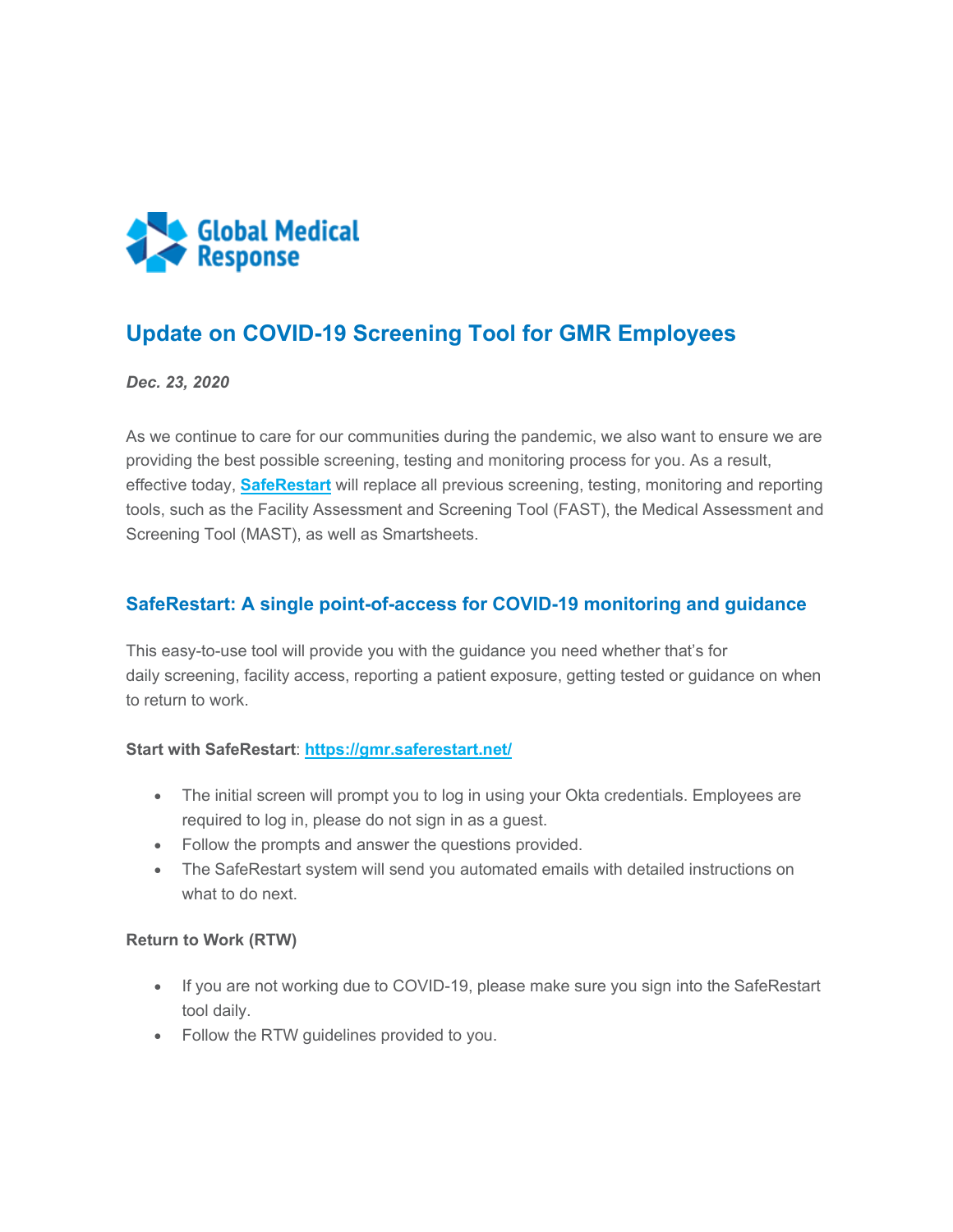Global Medical Response

# Update on COVID-19 Screening Tool for GMR Employees

***Dec. 23, 2020***

As we continue to care for our communities during the pandemic, we also want to ensure we are providing the best possible screening, testing and monitoring process for you. As a result, effective today, **SafeRestart** will replace all previous screening, testing, monitoring and reporting tools, such as the Facility Assessment and Screening Tool (FAST), the Medical Assessment and Screening Tool (MAST), as well as Smartsheets.

## SafeRestart: A single point-of-access for COVID-19 monitoring and guidance

This easy-to-use tool will provide you with the guidance you need whether that's for daily screening, facility access, reporting a patient exposure, getting tested or guidance on when to return to work.

**Start with SafeRestart**: **https://gmr.saferestart.net/**

- The initial screen will prompt you to log in using your Okta credentials. Employees are required to log in, please do not sign in as a guest.
- Follow the prompts and answer the questions provided.
- The SafeRestart system will send you automated emails with detailed instructions on what to do next.

**Return to Work (RTW)**

- If you are not working due to COVID-19, please make sure you sign into the SafeRestart tool daily.
- Follow the RTW guidelines provided to you.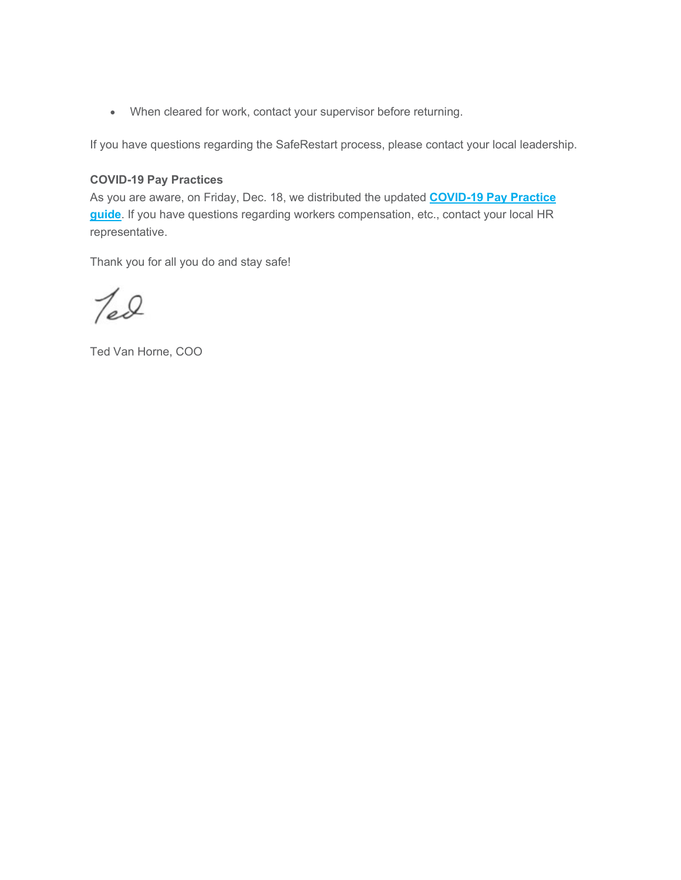- When cleared for work, contact your supervisor before returning.

If you have questions regarding the SafeRestart process, please contact your local leadership.

**COVID-19 Pay Practices**
As you are aware, on Friday, Dec. 18, we distributed the updated **COVID-19 Pay Practice guide**. If you have questions regarding workers compensation, etc., contact your local HR representative.

Thank you for all you do and stay safe!

Ted

Ted Van Horne, COO